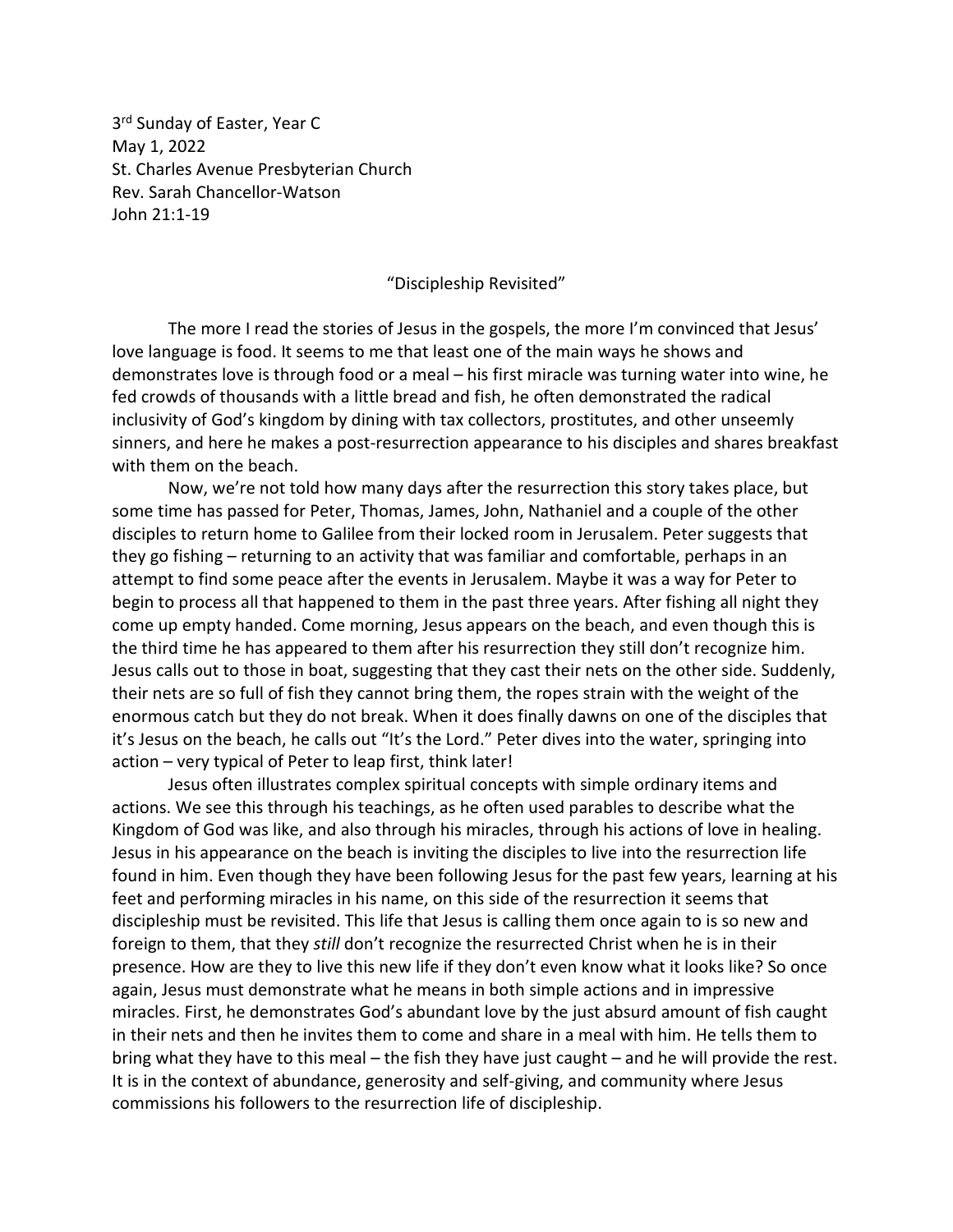3rd Sunday of Easter, Year C
May 1, 2022
St. Charles Avenue Presbyterian Church
Rev. Sarah Chancellor-Watson
John 21:1-19

## "Discipleship Revisited"

The more I read the stories of Jesus in the gospels, the more I'm convinced that Jesus' love language is food. It seems to me that least one of the main ways he shows and demonstrates love is through food or a meal – his first miracle was turning water into wine, he fed crowds of thousands with a little bread and fish, he often demonstrated the radical inclusivity of God's kingdom by dining with tax collectors, prostitutes, and other unseemly sinners, and here he makes a post-resurrection appearance to his disciples and shares breakfast with them on the beach.

Now, we're not told how many days after the resurrection this story takes place, but some time has passed for Peter, Thomas, James, John, Nathaniel and a couple of the other disciples to return home to Galilee from their locked room in Jerusalem. Peter suggests that they go fishing – returning to an activity that was familiar and comfortable, perhaps in an attempt to find some peace after the events in Jerusalem. Maybe it was a way for Peter to begin to process all that happened to them in the past three years. After fishing all night they come up empty handed. Come morning, Jesus appears on the beach, and even though this is the third time he has appeared to them after his resurrection they still don't recognize him. Jesus calls out to those in boat, suggesting that they cast their nets on the other side. Suddenly, their nets are so full of fish they cannot bring them, the ropes strain with the weight of the enormous catch but they do not break. When it does finally dawns on one of the disciples that it's Jesus on the beach, he calls out "It's the Lord." Peter dives into the water, springing into action – very typical of Peter to leap first, think later!

Jesus often illustrates complex spiritual concepts with simple ordinary items and actions. We see this through his teachings, as he often used parables to describe what the Kingdom of God was like, and also through his miracles, through his actions of love in healing. Jesus in his appearance on the beach is inviting the disciples to live into the resurrection life found in him. Even though they have been following Jesus for the past few years, learning at his feet and performing miracles in his name, on this side of the resurrection it seems that discipleship must be revisited. This life that Jesus is calling them once again to is so new and foreign to them, that they *still* don't recognize the resurrected Christ when he is in their presence. How are they to live this new life if they don't even know what it looks like? So once again, Jesus must demonstrate what he means in both simple actions and in impressive miracles. First, he demonstrates God's abundant love by the just absurd amount of fish caught in their nets and then he invites them to come and share in a meal with him. He tells them to bring what they have to this meal – the fish they have just caught – and he will provide the rest. It is in the context of abundance, generosity and self-giving, and community where Jesus commissions his followers to the resurrection life of discipleship.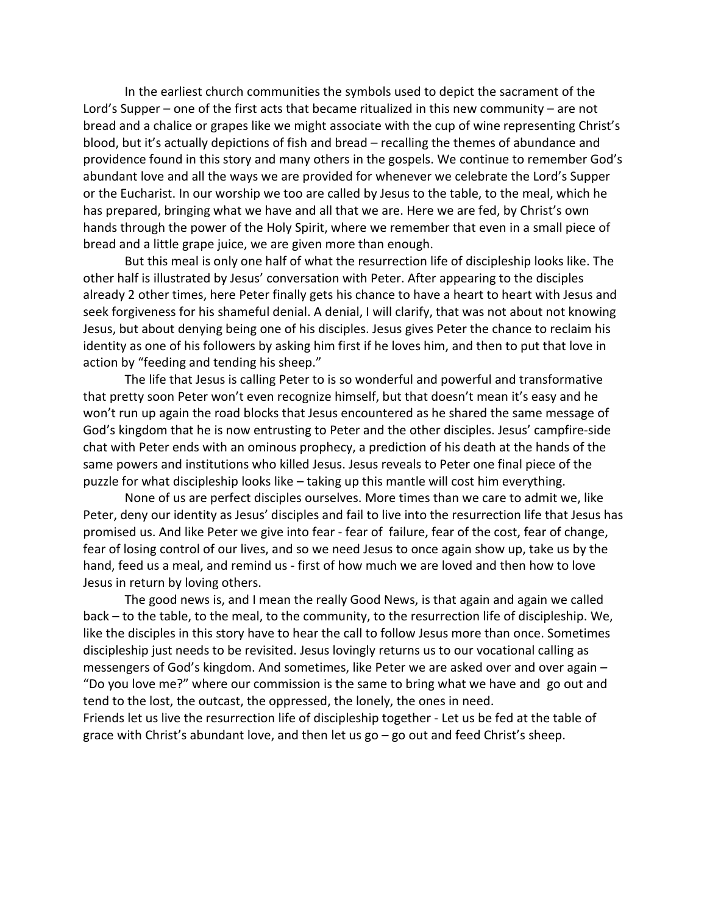In the earliest church communities the symbols used to depict the sacrament of the Lord's Supper – one of the first acts that became ritualized in this new community – are not bread and a chalice or grapes like we might associate with the cup of wine representing Christ's blood, but it's actually depictions of fish and bread – recalling the themes of abundance and providence found in this story and many others in the gospels. We continue to remember God's abundant love and all the ways we are provided for whenever we celebrate the Lord's Supper or the Eucharist. In our worship we too are called by Jesus to the table, to the meal, which he has prepared, bringing what we have and all that we are. Here we are fed, by Christ's own hands through the power of the Holy Spirit, where we remember that even in a small piece of bread and a little grape juice, we are given more than enough.

But this meal is only one half of what the resurrection life of discipleship looks like. The other half is illustrated by Jesus' conversation with Peter. After appearing to the disciples already 2 other times, here Peter finally gets his chance to have a heart to heart with Jesus and seek forgiveness for his shameful denial. A denial, I will clarify, that was not about not knowing Jesus, but about denying being one of his disciples. Jesus gives Peter the chance to reclaim his identity as one of his followers by asking him first if he loves him, and then to put that love in action by "feeding and tending his sheep."

The life that Jesus is calling Peter to is so wonderful and powerful and transformative that pretty soon Peter won't even recognize himself, but that doesn't mean it's easy and he won't run up again the road blocks that Jesus encountered as he shared the same message of God's kingdom that he is now entrusting to Peter and the other disciples. Jesus' campfire-side chat with Peter ends with an ominous prophecy, a prediction of his death at the hands of the same powers and institutions who killed Jesus. Jesus reveals to Peter one final piece of the puzzle for what discipleship looks like – taking up this mantle will cost him everything.

None of us are perfect disciples ourselves. More times than we care to admit we, like Peter, deny our identity as Jesus' disciples and fail to live into the resurrection life that Jesus has promised us. And like Peter we give into fear - fear of failure, fear of the cost, fear of change, fear of losing control of our lives, and so we need Jesus to once again show up, take us by the hand, feed us a meal, and remind us - first of how much we are loved and then how to love Jesus in return by loving others.

The good news is, and I mean the really Good News, is that again and again we called back – to the table, to the meal, to the community, to the resurrection life of discipleship. We, like the disciples in this story have to hear the call to follow Jesus more than once. Sometimes discipleship just needs to be revisited. Jesus lovingly returns us to our vocational calling as messengers of God's kingdom. And sometimes, like Peter we are asked over and over again – "Do you love me?" where our commission is the same to bring what we have and go out and tend to the lost, the outcast, the oppressed, the lonely, the ones in need.

Friends let us live the resurrection life of discipleship together - Let us be fed at the table of grace with Christ's abundant love, and then let us go – go out and feed Christ's sheep.